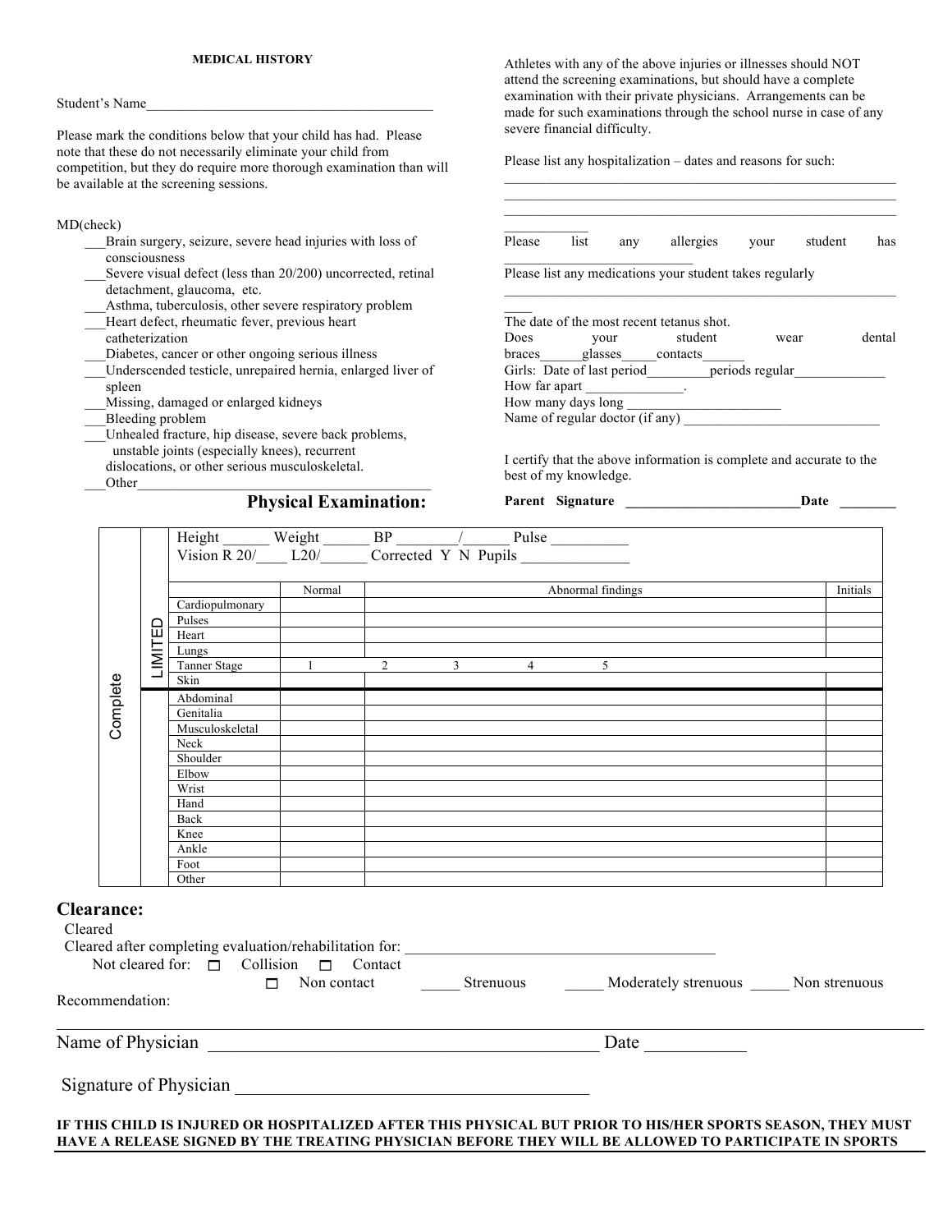**MEDICAL HISTORY**

Student's Name_________________________________________

Please mark the conditions below that your child has had. Please note that these do not necessarily eliminate your child from competition, but they do require more thorough examination than will be available at the screening sessions.

MD(check)

- ___Brain surgery, seizure, severe head injuries with loss of consciousness
- ___Severe visual defect (less than 20/200) uncorrected, retinal detachment, glaucoma, etc.
- ___Asthma, tuberculosis, other severe respiratory problem
- ___Heart defect, rheumatic fever, previous heart catheterization
- ___Diabetes, cancer or other ongoing serious illness
- ___Underscended testicle, unrepaired hernia, enlarged liver of spleen
- ___Missing, damaged or enlarged kidneys
- ___Bleeding problem
- ___Unhealed fracture, hip disease, severe back problems, unstable joints (especially knees), recurrent dislocations, or other serious musculoskeletal.
- ___Other_________________________________________

Athletes with any of the above injuries or illnesses should NOT attend the screening examinations, but should have a complete examination with their private physicians. Arrangements can be made for such examinations through the school nurse in case of any severe financial difficulty.

Please list any hospitalization – dates and reasons for such:

__________________________________________________________
__________________________________________________________
__________________________________________________________
____________

Please list any allergies your student has ___________________________

Please list any medications your student takes regularly

__________________________________________________________
____

The date of the most recent tetanus shot.

Does your student wear dental braces______glasses_____contacts______

Girls: Date of last period_________periods regular_____________

How far apart ______________.

How many days long ______________________

Name of regular doctor (if any) ____________________________

I certify that the above information is complete and accurate to the best of my knowledge.

**Parent Signature** ________________________ **Date** ________

## Physical Examination:

Height ______ Weight ______ BP ________/______ Pulse __________
Vision R 20/____ L20/______ Corrected Y N Pupils ______________

| | | | Normal | Abnormal findings | | | | | Initials |
|---|---|---|---|---|---|---|---|---|---|
| Complete | LIMITED | Cardiopulmonary | | | | | | | |
| | | Pulses | | | | | | | |
| | | Heart | | | | | | | |
| | | Lungs | | | | | | | |
| | | Tanner Stage | 1 | 2 | 3 | 4 | 5 | | |
| | | Skin | | | | | | | |
| | | Abdominal | | | | | | | |
| | | Genitalia | | | | | | | |
| | | Musculoskeletal | | | | | | | |
| | | Neck | | | | | | | |
| | | Shoulder | | | | | | | |
| | | Elbow | | | | | | | |
| | | Wrist | | | | | | | |
| | | Hand | | | | | | | |
| | | Back | | | | | | | |
| | | Knee | | | | | | | |
| | | Ankle | | | | | | | |
| | | Foot | | | | | | | |
| | | Other | | | | | | | |

## Clearance:

Cleared

Cleared after completing evaluation/rehabilitation for: ______________________________________

Not cleared for: ☐ Collision ☐ Contact
☐ Non contact _____ Strenuous _____ Moderately strenuous _____ Non strenuous

Recommendation:

______________________________________________________________________________

Name of Physician ____________________________________________ Date ___________

Signature of Physician ______________________________________

**IF THIS CHILD IS INJURED OR HOSPITALIZED AFTER THIS PHYSICAL BUT PRIOR TO HIS/HER SPORTS SEASON, THEY MUST HAVE A RELEASE SIGNED BY THE TREATING PHYSICIAN BEFORE THEY WILL BE ALLOWED TO PARTICIPATE IN SPORTS**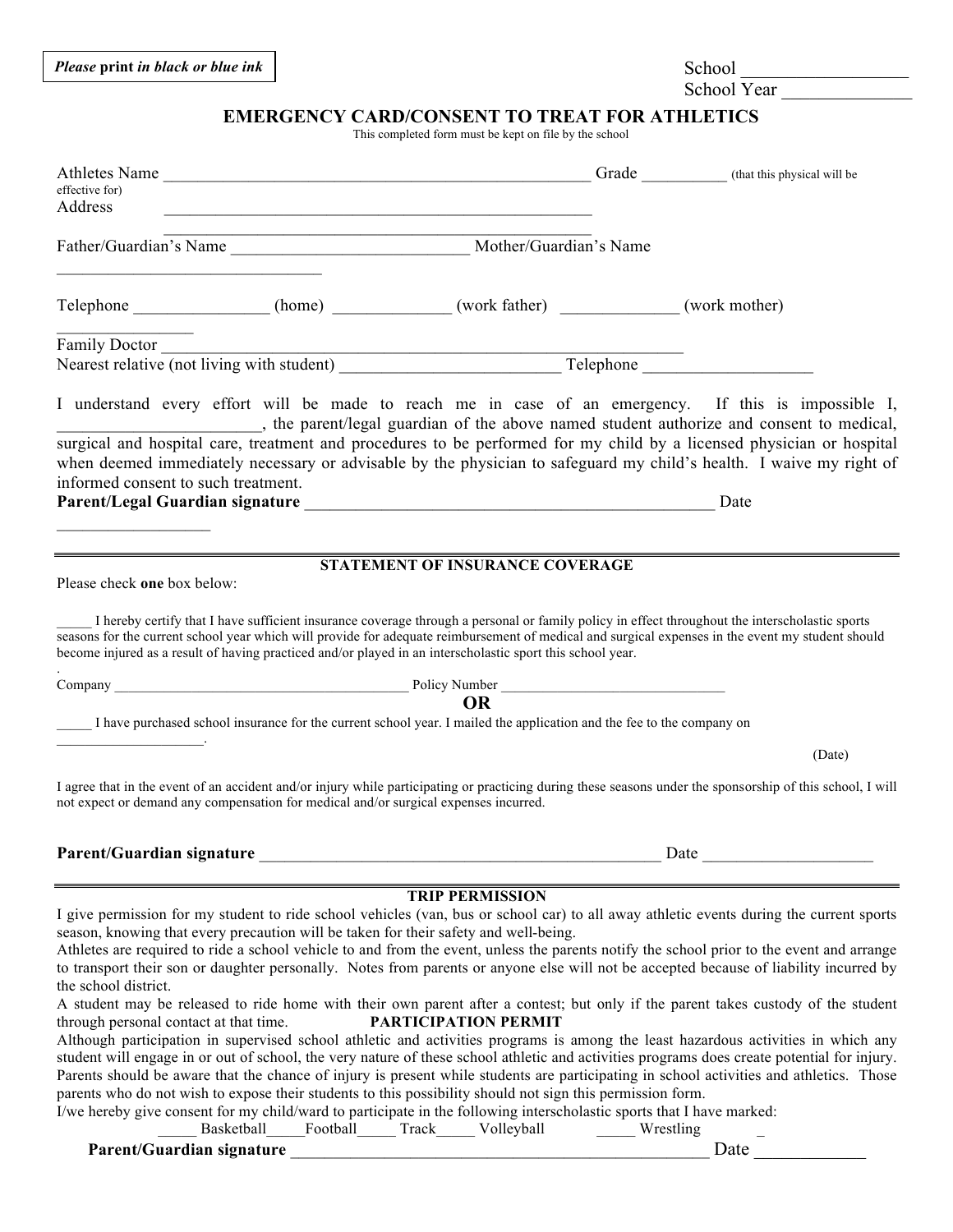*Please* **print** *in black or blue ink*

School ___________________
School Year ______________

## EMERGENCY CARD/CONSENT TO TREAT FOR ATHLETICS

This completed form must be kept on file by the school

Athletes Name ___________________________________________________ Grade __________ (that this physical will be effective for)
Address ___________________________________________________
___________________________________________________

Father/Guardian's Name ____________________________ Mother/Guardian's Name ________________________________

Telephone _______________ (home) _____________ (work father) _____________ (work mother) ________________

Family Doctor ______________________________________________________________
Nearest relative (not living with student) _________________________ Telephone ___________________

I understand every effort will be made to reach me in case of an emergency. If this is impossible I, _______________________, the parent/legal guardian of the above named student authorize and consent to medical, surgical and hospital care, treatment and procedures to be performed for my child by a licensed physician or hospital when deemed immediately necessary or advisable by the physician to safeguard my child's health. I waive my right of informed consent to such treatment.

**Parent/Legal Guardian signature** _______________________________________________ Date __________________

---

### STATEMENT OF INSURANCE COVERAGE

Please check **one** box below:

_____ I hereby certify that I have sufficient insurance coverage through a personal or family policy in effect throughout the interscholastic sports seasons for the current school year which will provide for adequate reimbursement of medical and surgical expenses in the event my student should become injured as a result of having practiced and/or played in an interscholastic sport this school year.

Company _________________________________________ Policy Number ________________________________

**OR**

_____ I have purchased school insurance for the current school year. I mailed the application and the fee to the company on ____________________.
(Date)

I agree that in the event of an accident and/or injury while participating or practicing during these seasons under the sponsorship of this school, I will not expect or demand any compensation for medical and/or surgical expenses incurred.

**Parent/Guardian signature** _________________________________________________ Date ____________________

---

### TRIP PERMISSION

I give permission for my student to ride school vehicles (van, bus or school car) to all away athletic events during the current sports season, knowing that every precaution will be taken for their safety and well-being.

Athletes are required to ride a school vehicle to and from the event, unless the parents notify the school prior to the event and arrange to transport their son or daughter personally. Notes from parents or anyone else will not be accepted because of liability incurred by the school district.

A student may be released to ride home with their own parent after a contest; but only if the parent takes custody of the student through personal contact at that time.

### PARTICIPATION PERMIT

Although participation in supervised school athletic and activities programs is among the least hazardous activities in which any student will engage in or out of school, the very nature of these school athletic and activities programs does create potential for injury. Parents should be aware that the chance of injury is present while students are participating in school activities and athletics. Those parents who do not wish to expose their students to this possibility should not sign this permission form.

I/we hereby give consent for my child/ward to participate in the following interscholastic sports that I have marked:

_____ Basketball_____Football_____ Track_____ Volleyball _____ Wrestling _

**Parent/Guardian signature** ___________________________________________________ Date ____________